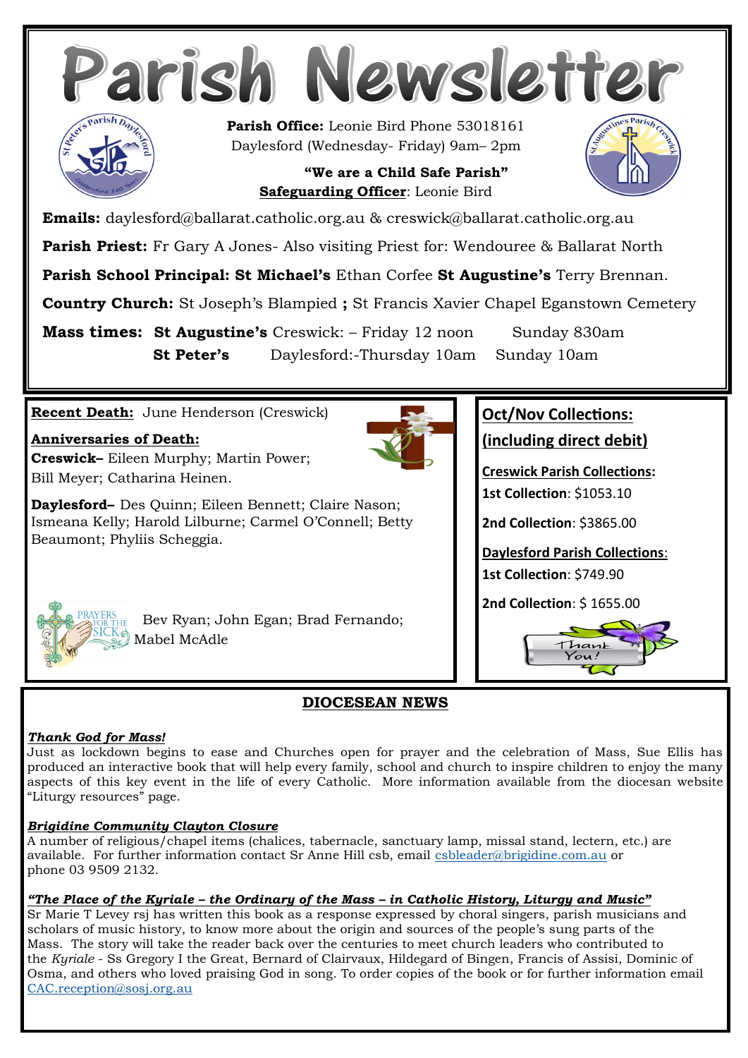# Parish Newsletter

**Parish Office:** Leonie Bird Phone 53018161
Daylesford (Wednesday- Friday) 9am– 2pm

**"We are a Child Safe Parish"**
**Safeguarding Officer**: Leonie Bird

**Emails:** daylesford@ballarat.catholic.org.au & creswick@ballarat.catholic.org.au

**Parish Priest:** Fr Gary A Jones- Also visiting Priest for: Wendouree & Ballarat North

**Parish School Principal: St Michael's** Ethan Corfee **St Augustine's** Terry Brennan.

**Country Church:** St Joseph's Blampied **;** St Francis Xavier Chapel Eganstown Cemetery

**Mass times:** **St Augustine's** Creswick: – Friday 12 noon Sunday 830am
**St Peter's** Daylesford:-Thursday 10am Sunday 10am

**Recent Death:** June Henderson (Creswick)

**Anniversaries of Death:**

**Creswick–** Eileen Murphy; Martin Power; Bill Meyer; Catharina Heinen.

**Daylesford–** Des Quinn; Eileen Bennett; Claire Nason; Ismeana Kelly; Harold Lilburne; Carmel O'Connell; Betty Beaumont; Phyliis Scheggia.

PRAYERS FOR THE SICK

Bev Ryan; John Egan; Brad Fernando; Mabel McAdle

## Oct/Nov Collections: (including direct debit)

**Creswick Parish Collections:**

**1st Collection**: $1053.10

**2nd Collection**: $3865.00

**Daylesford Parish Collections**:

**1st Collection**: $749.90

**2nd Collection**: $ 1655.00

Thank You!

## DIOCESEAN NEWS

***Thank God for Mass!***

Just as lockdown begins to ease and Churches open for prayer and the celebration of Mass, Sue Ellis has produced an interactive book that will help every family, school and church to inspire children to enjoy the many aspects of this key event in the life of every Catholic. More information available from the diocesan website "Liturgy resources" page.

***Brigidine Community Clayton Closure***

A number of religious/chapel items (chalices, tabernacle, sanctuary lamp, missal stand, lectern, etc.) are available. For further information contact Sr Anne Hill csb, email csbleader@brigidine.com.au or phone 03 9509 2132.

***"The Place of the Kyriale – the Ordinary of the Mass – in Catholic History, Liturgy and Music"***

Sr Marie T Levey rsj has written this book as a response expressed by choral singers, parish musicians and scholars of music history, to know more about the origin and sources of the people's sung parts of the Mass. The story will take the reader back over the centuries to meet church leaders who contributed to the *Kyriale* - Ss Gregory I the Great, Bernard of Clairvaux, Hildegard of Bingen, Francis of Assisi, Dominic of Osma, and others who loved praising God in song. To order copies of the book or for further information email CAC.reception@sosj.org.au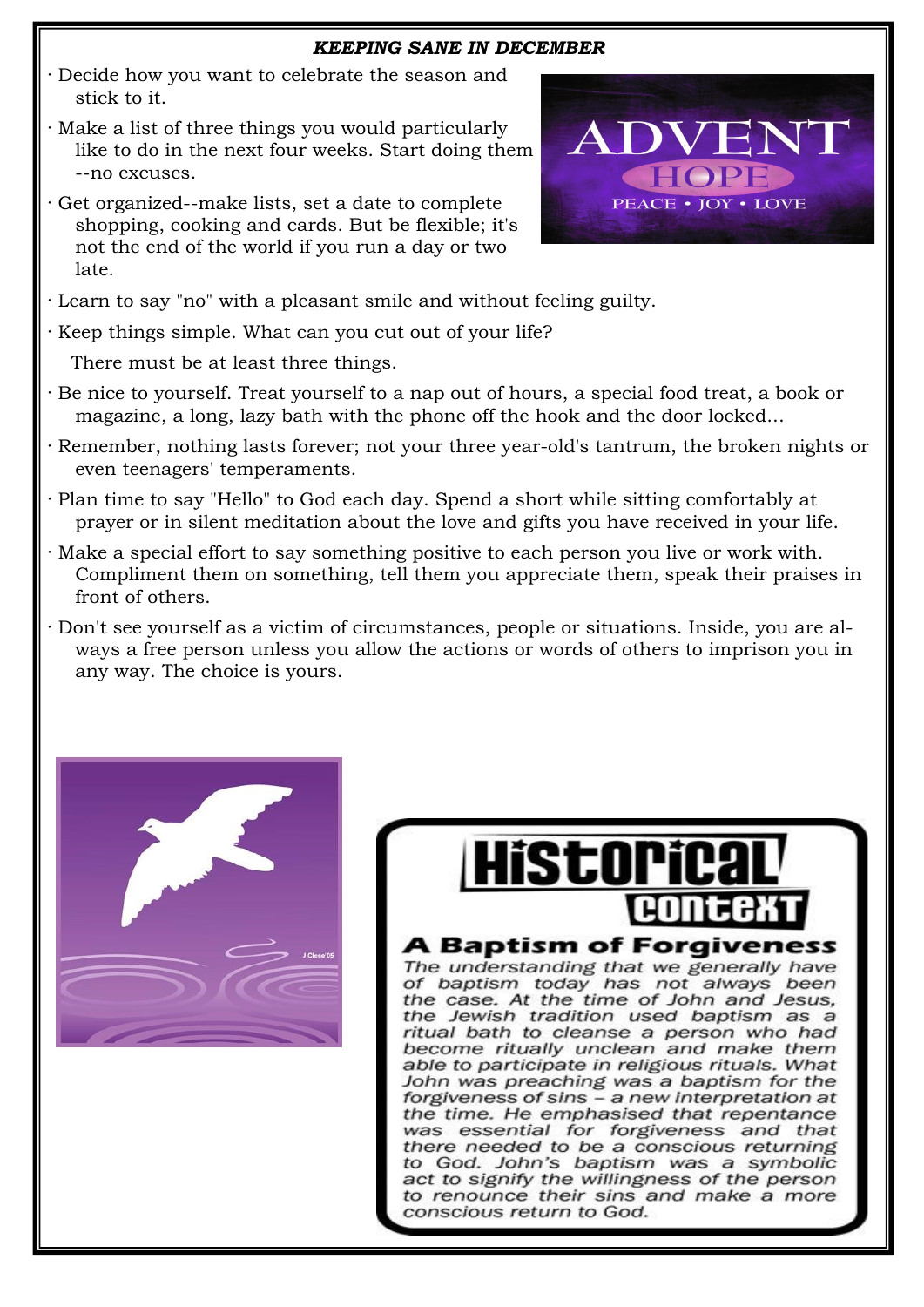## *KEEPING SANE IN DECEMBER*

- Decide how you want to celebrate the season and stick to it.
- Make a list of three things you would particularly like to do in the next four weeks. Start doing them --no excuses.
- Get organized--make lists, set a date to complete shopping, cooking and cards. But be flexible; it's not the end of the world if you run a day or two late.
- Learn to say "no" with a pleasant smile and without feeling guilty.
- Keep things simple. What can you cut out of your life? There must be at least three things.
- Be nice to yourself. Treat yourself to a nap out of hours, a special food treat, a book or magazine, a long, lazy bath with the phone off the hook and the door locked...
- Remember, nothing lasts forever; not your three year-old's tantrum, the broken nights or even teenagers' temperaments.
- Plan time to say "Hello" to God each day. Spend a short while sitting comfortably at prayer or in silent meditation about the love and gifts you have received in your life.
- Make a special effort to say something positive to each person you live or work with. Compliment them on something, tell them you appreciate them, speak their praises in front of others.
- Don't see yourself as a victim of circumstances, people or situations. Inside, you are always a free person unless you allow the actions or words of others to imprison you in any way. The choice is yours.

ADVENT
HOPE
PEACE • JOY • LOVE

## Historical Context

### A Baptism of Forgiveness

*The understanding that we generally have of baptism today has not always been the case. At the time of John and Jesus, the Jewish tradition used baptism as a ritual bath to cleanse a person who had become ritually unclean and make them able to participate in religious rituals. What John was preaching was a baptism for the forgiveness of sins – a new interpretation at the time. He emphasised that repentance was essential for forgiveness and that there needed to be a conscious returning to God. John's baptism was a symbolic act to signify the willingness of the person to renounce their sins and make a more conscious return to God.*